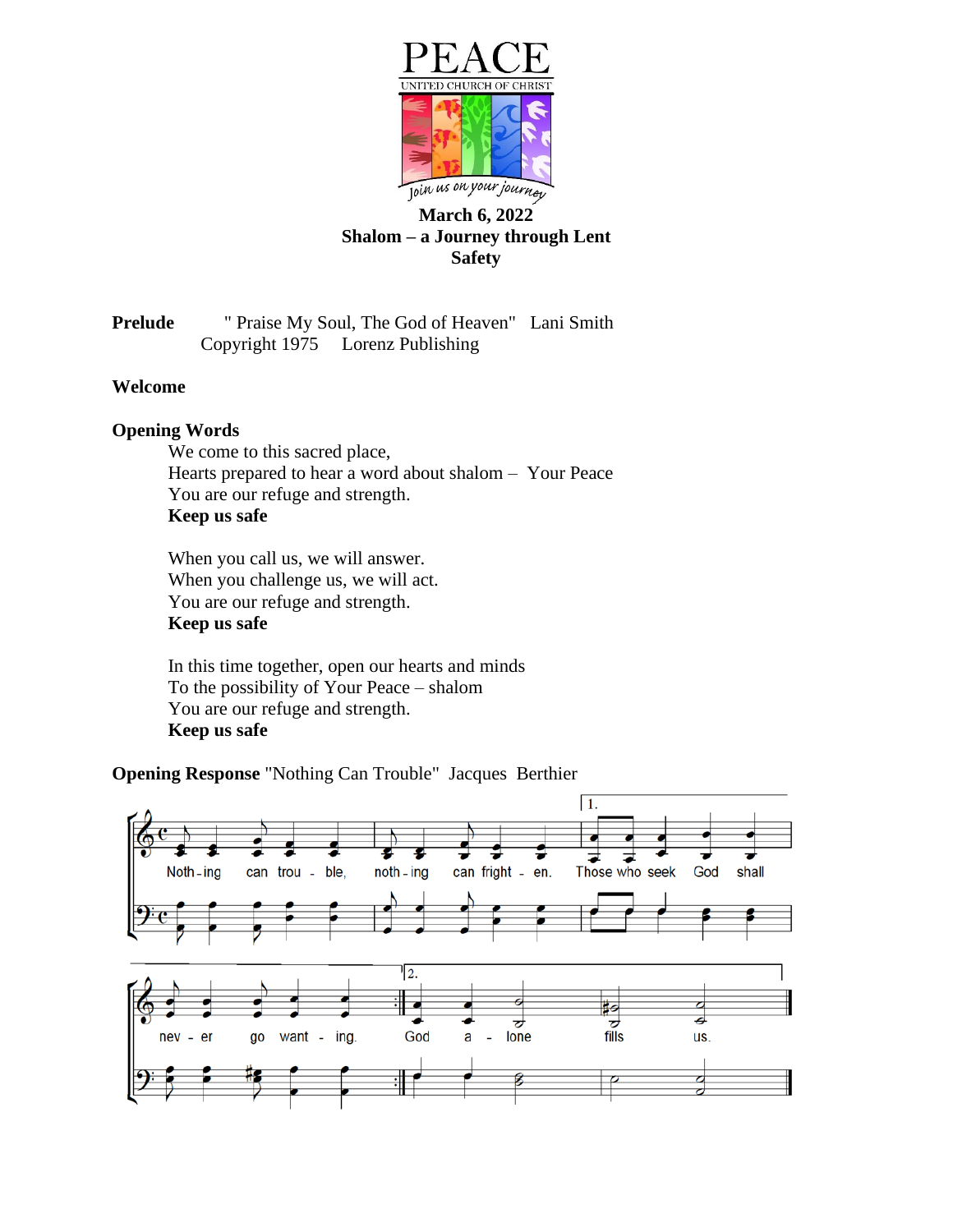PEACE

UNITED CHURCH OF CHRIST

Join us on your journey

**March 6, 2022**
**Shalom – a Journey through Lent**
**Safety**

**Prelude** " Praise My Soul, The God of Heaven" Lani Smith
Copyright 1975 Lorenz Publishing

**Welcome**

**Opening Words**

We come to this sacred place,
Hearts prepared to hear a word about shalom – Your Peace
You are our refuge and strength.
**Keep us safe**

When you call us, we will answer.
When you challenge us, we will act.
You are our refuge and strength.
**Keep us safe**

In this time together, open our hearts and minds
To the possibility of Your Peace – shalom
You are our refuge and strength.
**Keep us safe**

**Opening Response** "Nothing Can Trouble" Jacques Berthier

Noth-ing can trou-ble, noth-ing can fright-en. Those who seek God shall nev-er go want-ing. God a-lone fills us.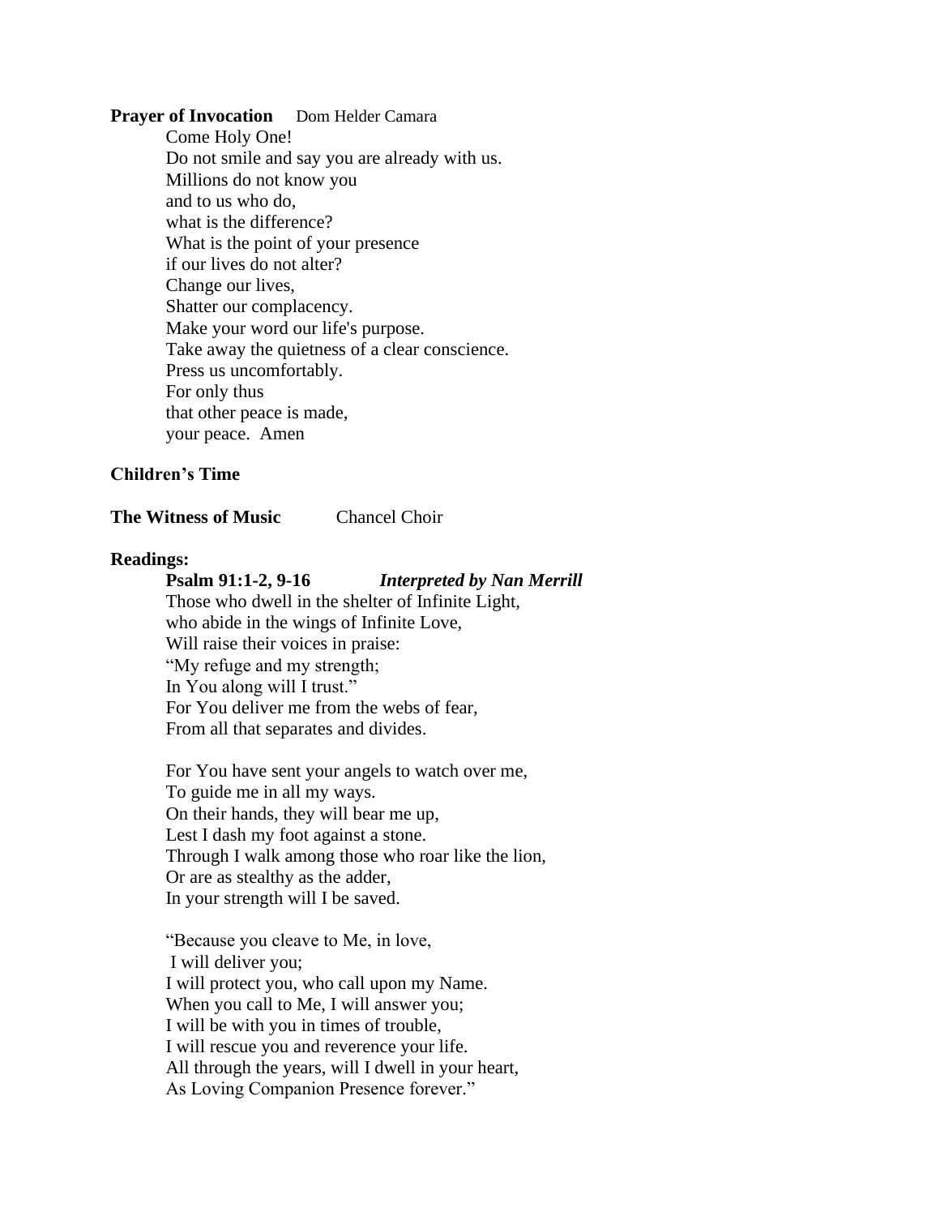**Prayer of Invocation** Dom Helder Camara

Come Holy One!  
Do not smile and say you are already with us.  
Millions do not know you  
and to us who do,  
what is the difference?  
What is the point of your presence  
if our lives do not alter?  
Change our lives,  
Shatter our complacency.  
Make your word our life's purpose.  
Take away the quietness of a clear conscience.  
Press us uncomfortably.  
For only thus  
that other peace is made,  
your peace. Amen

**Children's Time**

**The Witness of Music** Chancel Choir

**Readings:**

**Psalm 91:1-2, 9-16** ***Interpreted by Nan Merrill***

Those who dwell in the shelter of Infinite Light,  
who abide in the wings of Infinite Love,  
Will raise their voices in praise:  
"My refuge and my strength;  
In You along will I trust."  
For You deliver me from the webs of fear,  
From all that separates and divides.

For You have sent your angels to watch over me,  
To guide me in all my ways.  
On their hands, they will bear me up,  
Lest I dash my foot against a stone.  
Through I walk among those who roar like the lion,  
Or are as stealthy as the adder,  
In your strength will I be saved.

"Because you cleave to Me, in love,  
I will deliver you;  
I will protect you, who call upon my Name.  
When you call to Me, I will answer you;  
I will be with you in times of trouble,  
I will rescue you and reverence your life.  
All through the years, will I dwell in your heart,  
As Loving Companion Presence forever."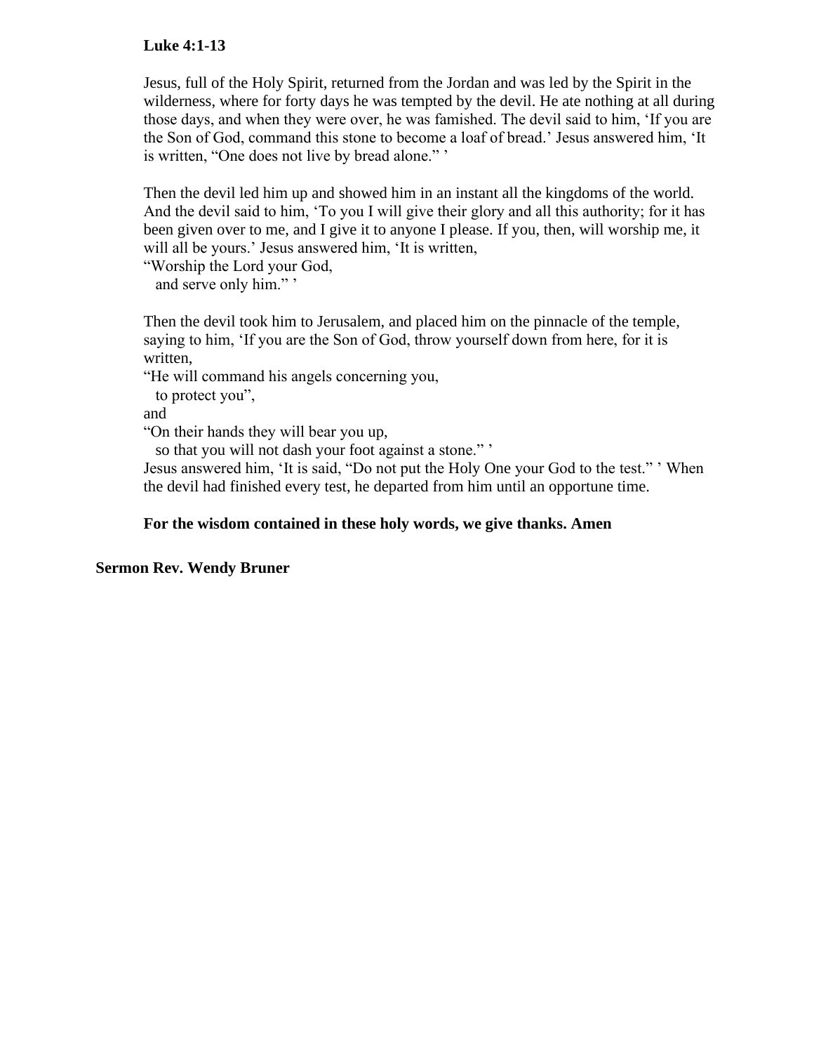**Luke 4:1-13**

Jesus, full of the Holy Spirit, returned from the Jordan and was led by the Spirit in the wilderness, where for forty days he was tempted by the devil. He ate nothing at all during those days, and when they were over, he was famished. The devil said to him, 'If you are the Son of God, command this stone to become a loaf of bread.' Jesus answered him, 'It is written, "One does not live by bread alone." '

Then the devil led him up and showed him in an instant all the kingdoms of the world. And the devil said to him, 'To you I will give their glory and all this authority; for it has been given over to me, and I give it to anyone I please. If you, then, will worship me, it will all be yours.' Jesus answered him, 'It is written,
"Worship the Lord your God,
   and serve only him." '

Then the devil took him to Jerusalem, and placed him on the pinnacle of the temple, saying to him, 'If you are the Son of God, throw yourself down from here, for it is written,
"He will command his angels concerning you,
   to protect you",
and
"On their hands they will bear you up,
   so that you will not dash your foot against a stone." '
Jesus answered him, 'It is said, "Do not put the Holy One your God to the test." ' When the devil had finished every test, he departed from him until an opportune time.

**For the wisdom contained in these holy words, we give thanks. Amen**

**Sermon Rev. Wendy Bruner**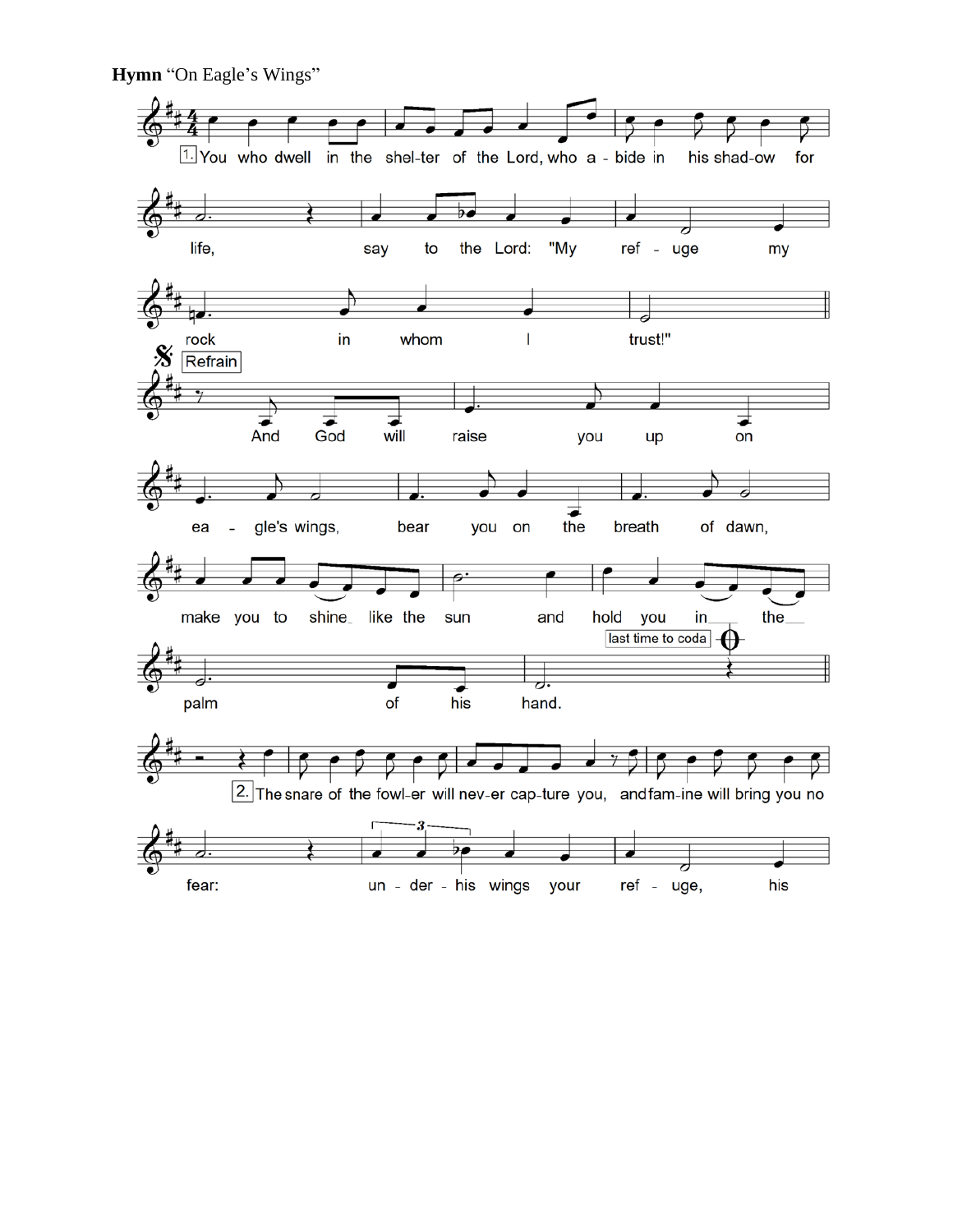**Hymn** "On Eagle's Wings"

1. You who dwell in the shel-ter of the Lord, who a - bide in his shad-ow for life, say to the Lord: "My ref - uge my rock in whom I trust!"

Refrain

And God will raise you up on ea - gle's wings, bear you on the breath of dawn, make you to shine like the sun and hold you in the palm of his hand.

last time to coda

2. The snare of the fowl-er will nev-er cap-ture you, and fam-ine will bring you no fear: un - der - his wings your ref - uge, his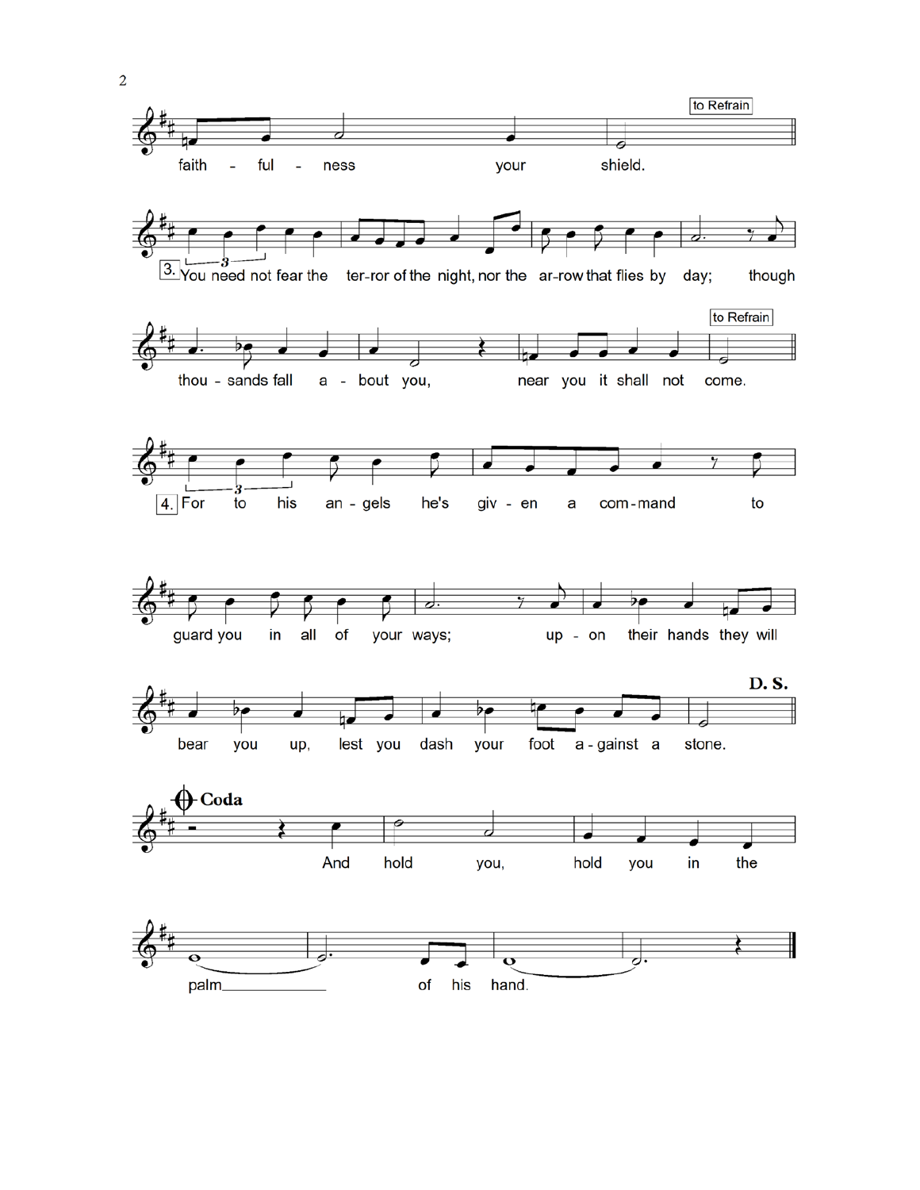faith - ful - ness your shield.

to Refrain

3. You need not fear the ter-ror of the night, nor the ar-row that flies by day; though

thou - sands fall a - bout you, near you it shall not come.

to Refrain

4. For to his an - gels he's giv - en a com-mand to

guard you in all of your ways; up - on their hands they will

bear you up, lest you dash your foot a - gainst a stone.

**D. S.**

**Coda**

And hold you, hold you in the

palm of his hand.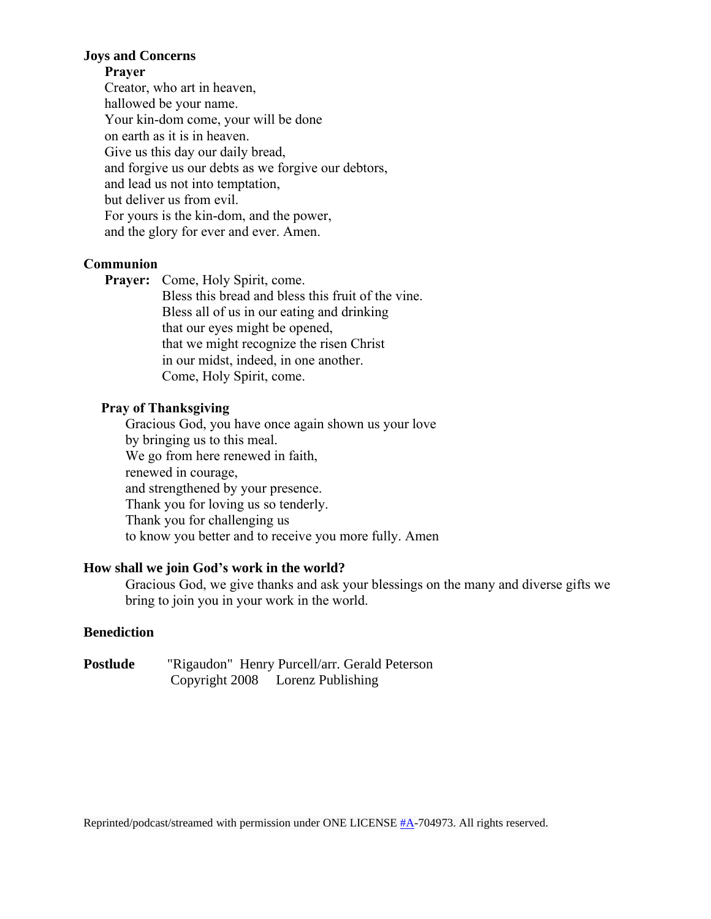**Joys and Concerns**

**Prayer**

Creator, who art in heaven,
hallowed be your name.
Your kin-dom come, your will be done
on earth as it is in heaven.
Give us this day our daily bread,
and forgive us our debts as we forgive our debtors,
and lead us not into temptation,
but deliver us from evil.
For yours is the kin-dom, and the power,
and the glory for ever and ever. Amen.

**Communion**

**Prayer:** Come, Holy Spirit, come.
Bless this bread and bless this fruit of the vine.
Bless all of us in our eating and drinking
that our eyes might be opened,
that we might recognize the risen Christ
in our midst, indeed, in one another.
Come, Holy Spirit, come.

**Pray of Thanksgiving**

Gracious God, you have once again shown us your love
by bringing us to this meal.
We go from here renewed in faith,
renewed in courage,
and strengthened by your presence.
Thank you for loving us so tenderly.
Thank you for challenging us
to know you better and to receive you more fully. Amen

**How shall we join God's work in the world?**

Gracious God, we give thanks and ask your blessings on the many and diverse gifts we bring to join you in your work in the world.

**Benediction**

**Postlude** "Rigaudon" Henry Purcell/arr. Gerald Peterson
Copyright 2008 Lorenz Publishing

Reprinted/podcast/streamed with permission under ONE LICENSE #A-704973. All rights reserved.